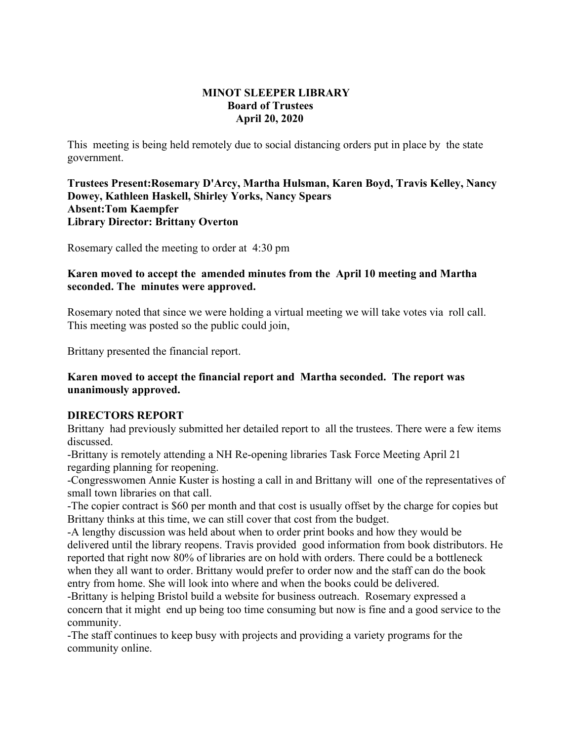**MINOT SLEEPER LIBRARY**
**Board of Trustees**
**April 20, 2020**

This meeting is being held remotely due to social distancing orders put in place by the state government.

**Trustees Present:Rosemary D'Arcy, Martha Hulsman, Karen Boyd, Travis Kelley, Nancy Dowey, Kathleen Haskell, Shirley Yorks, Nancy Spears**
**Absent:Tom Kaempfer**
**Library Director: Brittany Overton**

Rosemary called the meeting to order at 4:30 pm

**Karen moved to accept the amended minutes from the April 10 meeting and Martha seconded. The minutes were approved.**

Rosemary noted that since we were holding a virtual meeting we will take votes via roll call. This meeting was posted so the public could join,

Brittany presented the financial report.

**Karen moved to accept the financial report and Martha seconded. The report was unanimously approved.**

**DIRECTORS REPORT**

Brittany had previously submitted her detailed report to all the trustees. There were a few items discussed.

-Brittany is remotely attending a NH Re-opening libraries Task Force Meeting April 21 regarding planning for reopening.

-Congresswomen Annie Kuster is hosting a call in and Brittany will one of the representatives of small town libraries on that call.

-The copier contract is $60 per month and that cost is usually offset by the charge for copies but Brittany thinks at this time, we can still cover that cost from the budget.

-A lengthy discussion was held about when to order print books and how they would be delivered until the library reopens. Travis provided good information from book distributors. He reported that right now 80% of libraries are on hold with orders. There could be a bottleneck when they all want to order. Brittany would prefer to order now and the staff can do the book entry from home. She will look into where and when the books could be delivered.

-Brittany is helping Bristol build a website for business outreach. Rosemary expressed a concern that it might end up being too time consuming but now is fine and a good service to the community.

-The staff continues to keep busy with projects and providing a variety programs for the community online.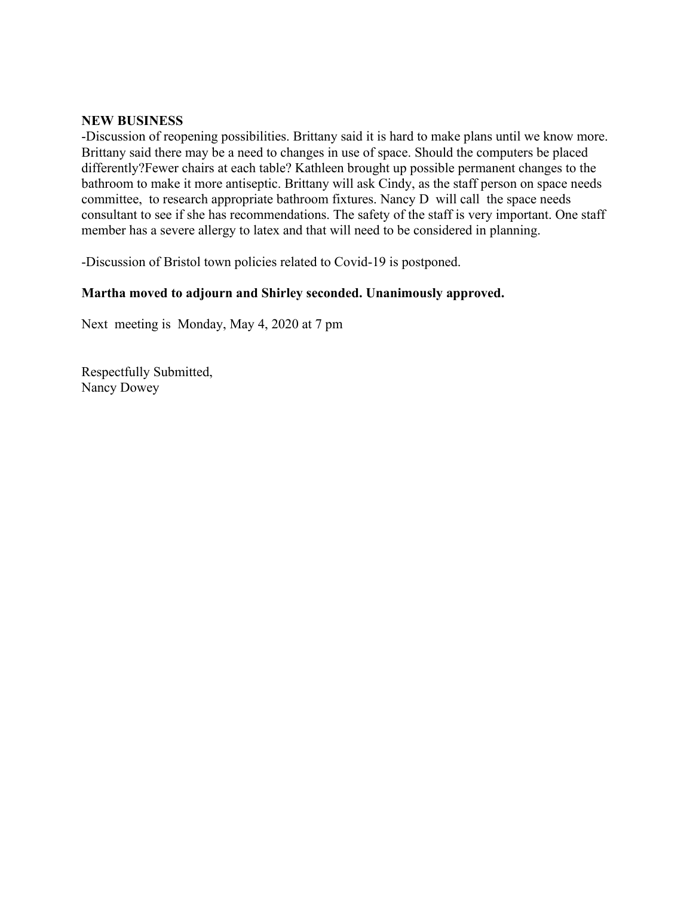**NEW BUSINESS**

-Discussion of reopening possibilities. Brittany said it is hard to make plans until we know more. Brittany said there may be a need to changes in use of space. Should the computers be placed differently?Fewer chairs at each table? Kathleen brought up possible permanent changes to the bathroom to make it more antiseptic. Brittany will ask Cindy, as the staff person on space needs committee, to research appropriate bathroom fixtures. Nancy D will call the space needs consultant to see if she has recommendations. The safety of the staff is very important. One staff member has a severe allergy to latex and that will need to be considered in planning.

-Discussion of Bristol town policies related to Covid-19 is postponed.

**Martha moved to adjourn and Shirley seconded. Unanimously approved.**

Next meeting is Monday, May 4, 2020 at 7 pm

Respectfully Submitted,
Nancy Dowey